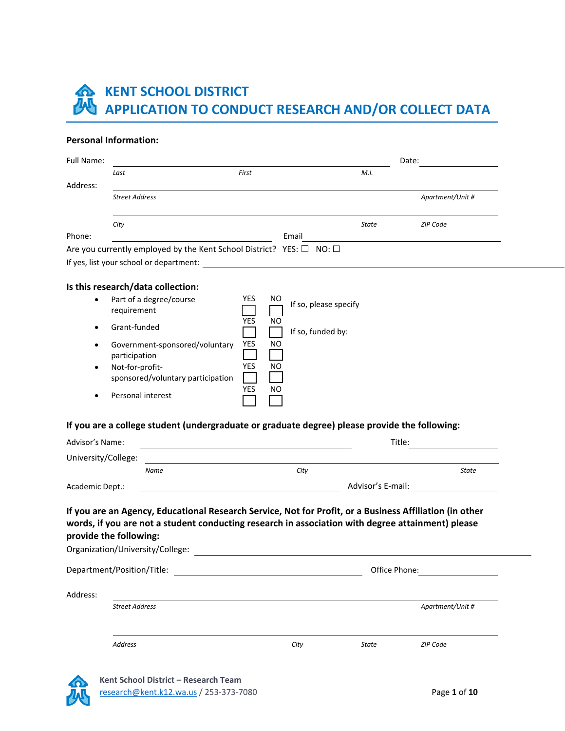# KENT SCHOOL DISTRICT
# APPLICATION TO CONDUCT RESEARCH AND/OR COLLECT DATA

**Personal Information:**

Full Name: ______________________________________________ Date: ____________

*Last* *First* *M.I.*

Address: ______________________________________________

*Street Address* *Apartment/Unit #*

______________________________________________

*City* *State* *ZIP Code*

Phone: ____________________ Email ____________________

Are you currently employed by the Kent School District? YES: ☐ NO: ☐

If yes, list your school or department: ____________________

**Is this research/data collection:**

| | YES | NO | |
|---|---|---|---|
| • Part of a degree/course requirement | ☐ | ☐ | If so, please specify |
| • Grant-funded | ☐ | ☐ | If so, funded by: ____________ |
| • Government-sponsored/voluntary participation | ☐ | ☐ | |
| • Not-for-profit-sponsored/voluntary participation | ☐ | ☐ | |
| • Personal interest | ☐ | ☐ | |

**If you are a college student (undergraduate or graduate degree) please provide the following:**

Advisor's Name: ____________________ Title: ____________

University/College: ______________________________________________

*Name* *City* *State*

Academic Dept.: ____________________ Advisor's E-mail: ____________

**If you are an Agency, Educational Research Service, Not for Profit, or a Business Affiliation (in other words, if you are not a student conducting research in association with degree attainment) please provide the following:**

Organization/University/College: ______________________________________________

Department/Position/Title: ____________________ Office Phone: ____________

Address: ______________________________________________

*Street Address* *Apartment/Unit #*

______________________________________________

*Address* *City* *State* *ZIP Code*

**Kent School District – Research Team**
research@kent.k12.wa.us / 253-373-7080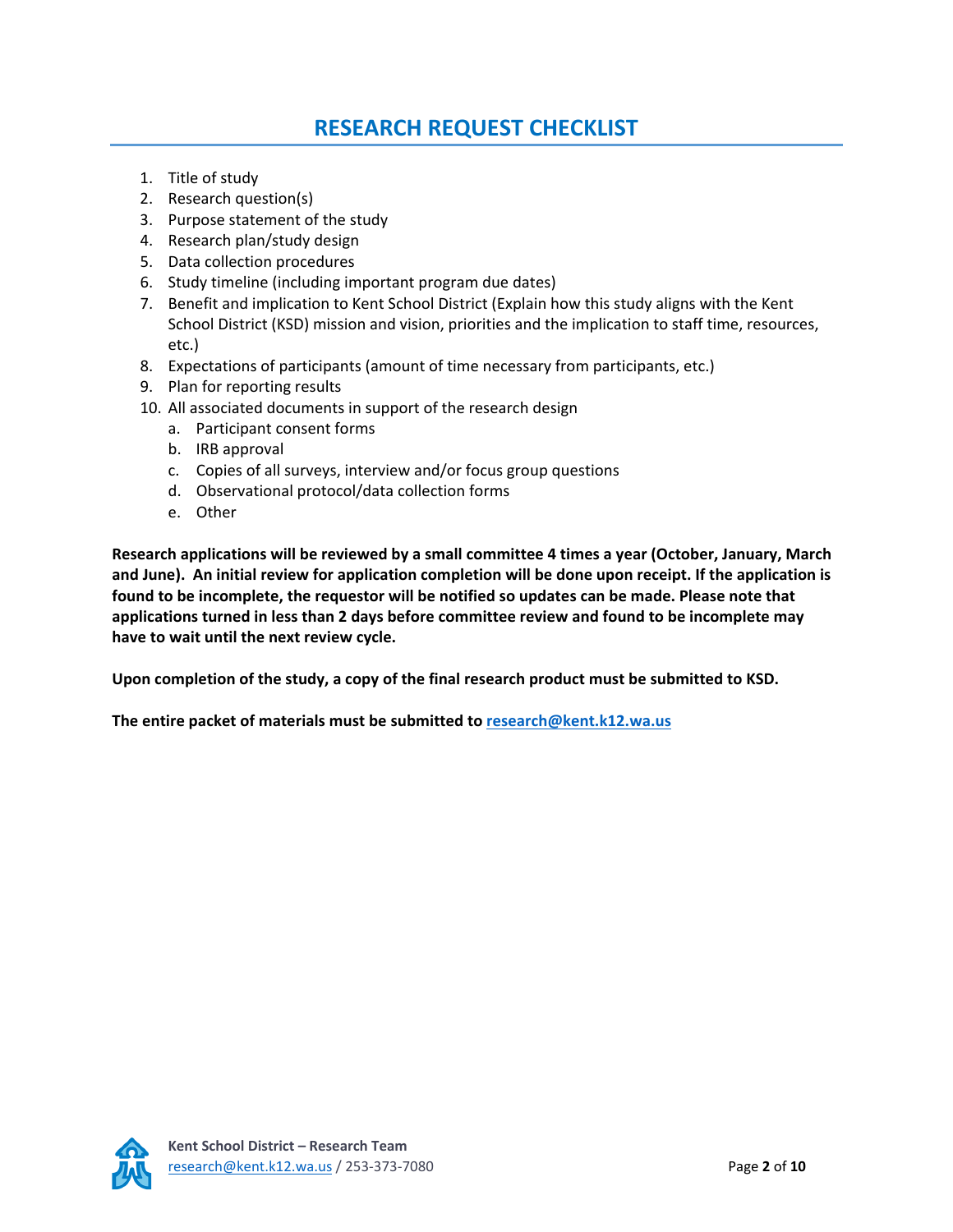# RESEARCH REQUEST CHECKLIST

1. Title of study
2. Research question(s)
3. Purpose statement of the study
4. Research plan/study design
5. Data collection procedures
6. Study timeline (including important program due dates)
7. Benefit and implication to Kent School District (Explain how this study aligns with the Kent School District (KSD) mission and vision, priorities and the implication to staff time, resources, etc.)
8. Expectations of participants (amount of time necessary from participants, etc.)
9. Plan for reporting results
10. All associated documents in support of the research design
    a. Participant consent forms
    b. IRB approval
    c. Copies of all surveys, interview and/or focus group questions
    d. Observational protocol/data collection forms
    e. Other

**Research applications will be reviewed by a small committee 4 times a year (October, January, March and June). An initial review for application completion will be done upon receipt. If the application is found to be incomplete, the requestor will be notified so updates can be made. Please note that applications turned in less than 2 days before committee review and found to be incomplete may have to wait until the next review cycle.**

**Upon completion of the study, a copy of the final research product must be submitted to KSD.**

**The entire packet of materials must be submitted to research@kent.k12.wa.us**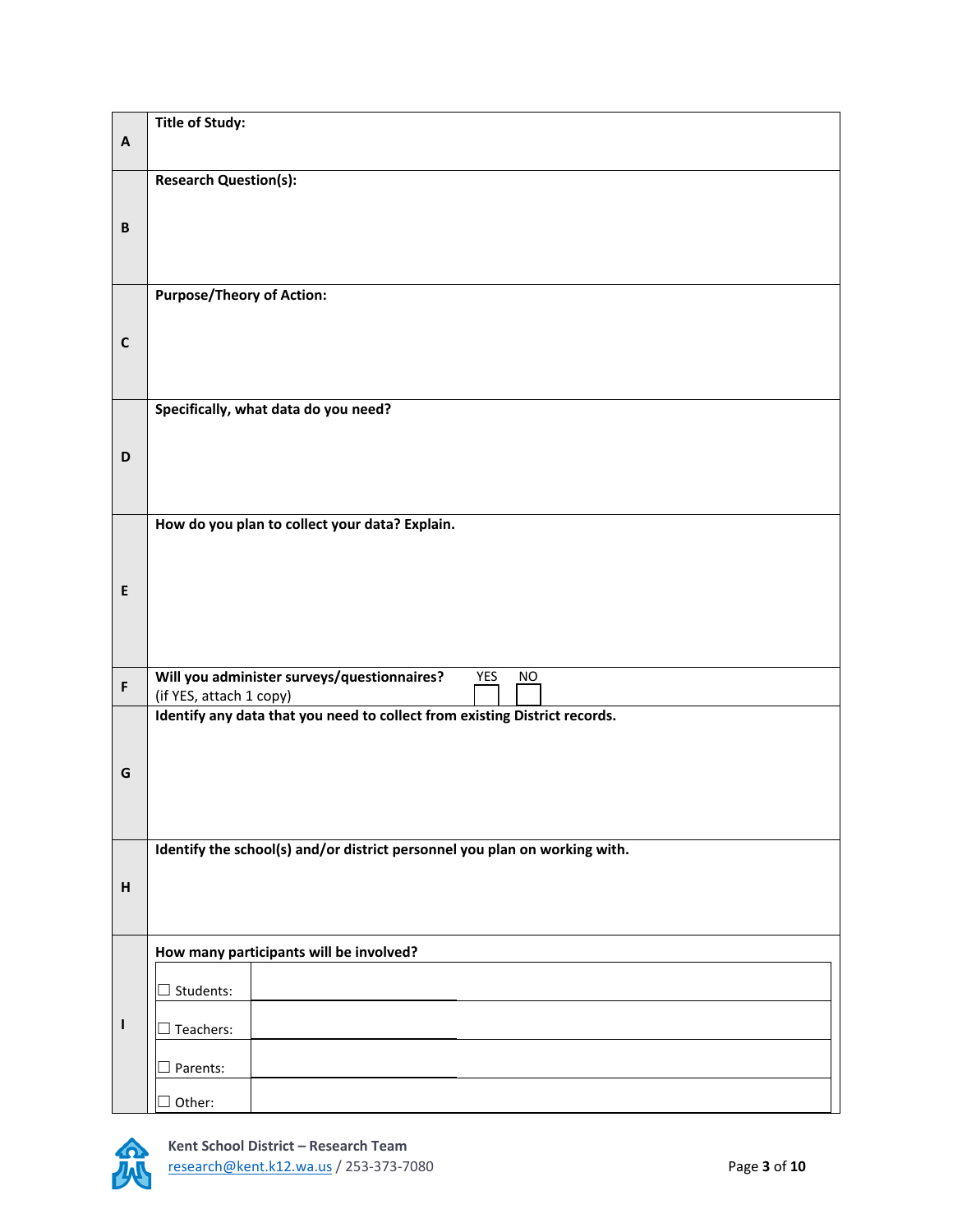| | |
|---|---|
| **A** | **Title of Study:** |
| **B** | **Research Question(s):** |
| **C** | **Purpose/Theory of Action:** |
| **D** | **Specifically, what data do you need?** |
| **E** | **How do you plan to collect your data? Explain.** |
| **F** | **Will you administer surveys/questionnaires?** (if YES, attach 1 copy) YES ☐ NO ☐ |
| **G** | **Identify any data that you need to collect from existing District records.** |
| **H** | **Identify the school(s) and/or district personnel you plan on working with.** |
| **I** | **How many participants will be involved?** |

| | |
|---|---|
| ☐ Students: | |
| ☐ Teachers: | |
| ☐ Parents: | |
| ☐ Other: | |

**Kent School District – Research Team**
research@kent.k12.wa.us / 253-373-7080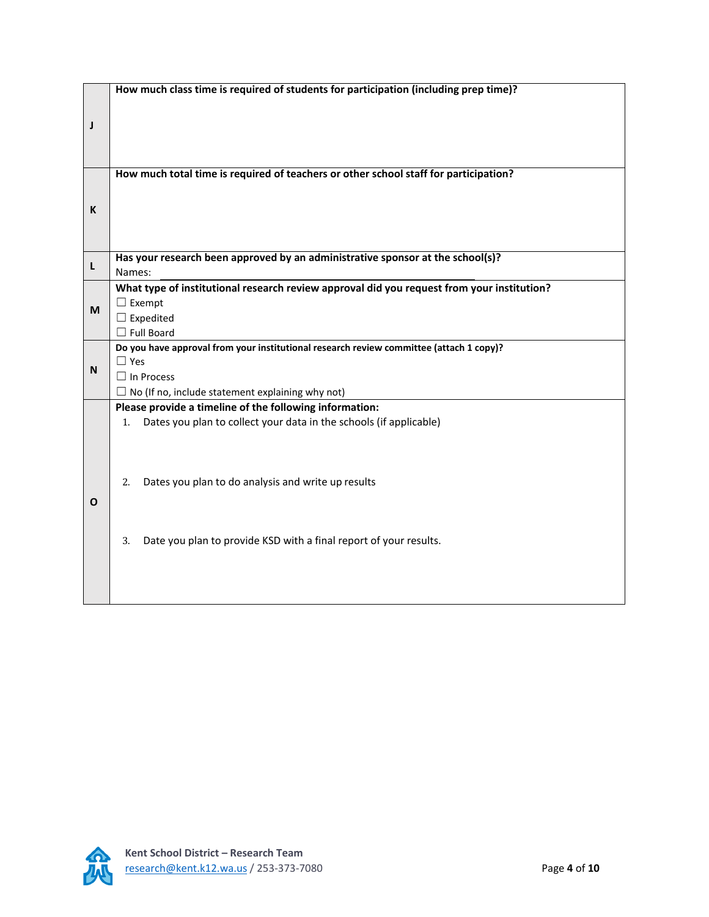| | |
|---|---|
| **J** | **How much class time is required of students for participation (including prep time)?** |
| **K** | **How much total time is required of teachers or other school staff for participation?** |
| **L** | **Has your research been approved by an administrative sponsor at the school(s)?**<br>Names: ______________________________ |
| **M** | **What type of institutional research review approval did you request from your institution?**<br>☐ Exempt<br>☐ Expedited<br>☐ Full Board |
| **N** | **Do you have approval from your institutional research review committee (attach 1 copy)?**<br>☐ Yes<br>☐ In Process<br>☐ No (If no, include statement explaining why not) |
| **O** | **Please provide a timeline of the following information:**<br>1. Dates you plan to collect your data in the schools (if applicable)<br><br>2. Dates you plan to do analysis and write up results<br><br>3. Date you plan to provide KSD with a final report of your results. |

**Kent School District – Research Team**
research@kent.k12.wa.us / 253-373-7080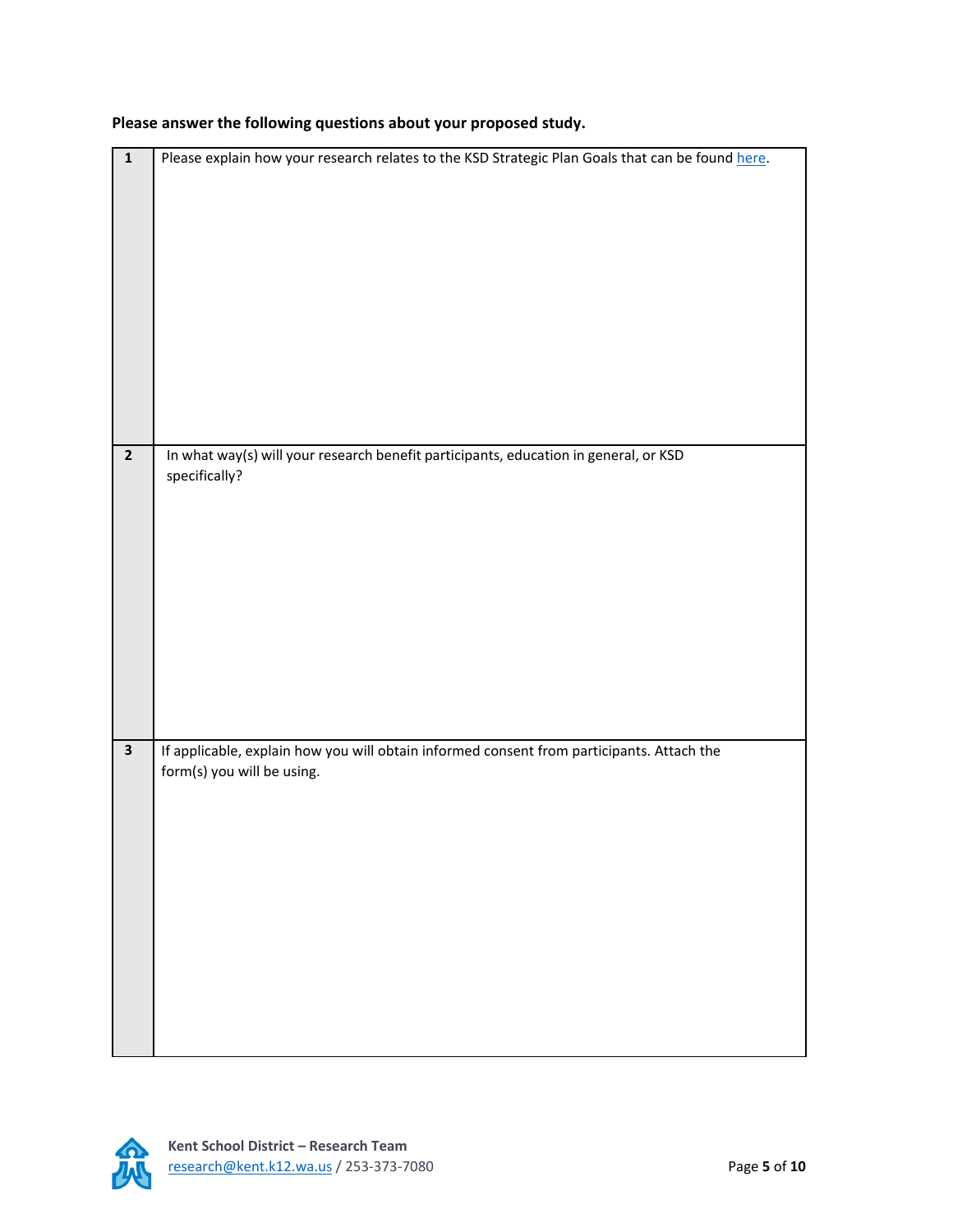**Please answer the following questions about your proposed study.**

| | |
|---|---|
| **1** | Please explain how your research relates to the KSD Strategic Plan Goals that can be found [here](). |
| **2** | In what way(s) will your research benefit participants, education in general, or KSD specifically? |
| **3** | If applicable, explain how you will obtain informed consent from participants. Attach the form(s) you will be using. |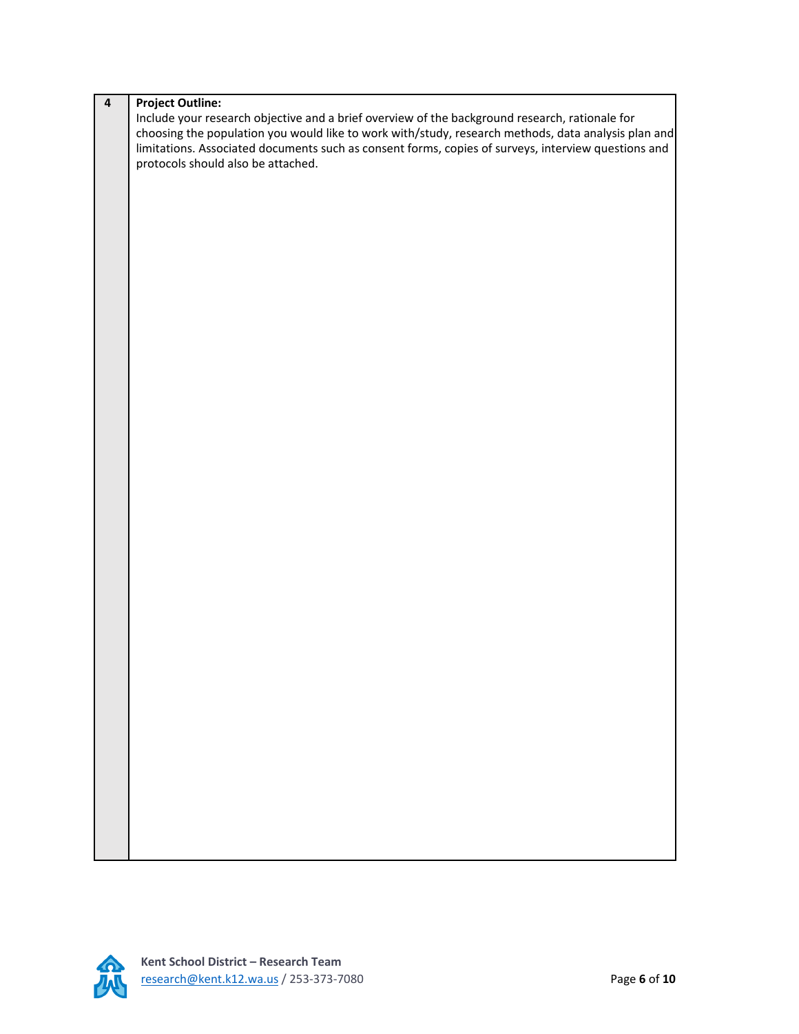| 4 | **Project Outline:**<br>Include your research objective and a brief overview of the background research, rationale for choosing the population you would like to work with/study, research methods, data analysis plan and limitations. Associated documents such as consent forms, copies of surveys, interview questions and protocols should also be attached. |
|---|---|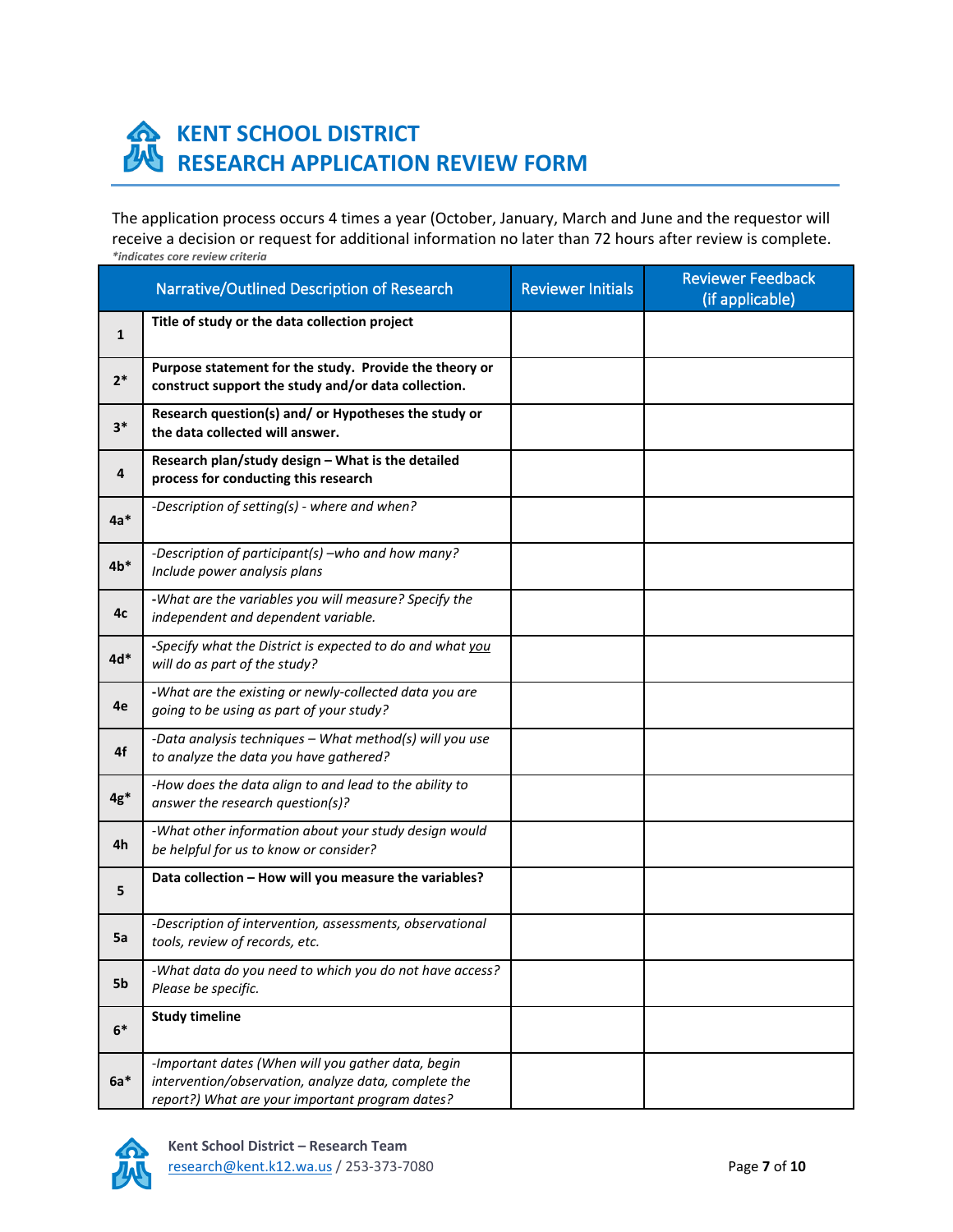# KENT SCHOOL DISTRICT
# RESEARCH APPLICATION REVIEW FORM

The application process occurs 4 times a year (October, January, March and June and the requestor will receive a decision or request for additional information no later than 72 hours after review is complete.

***indicates core review criteria***

| | Narrative/Outlined Description of Research | Reviewer Initials | Reviewer Feedback (if applicable) |
|---|---|---|---|
| **1** | **Title of study or the data collection project** | | |
| **2*** | **Purpose statement for the study. Provide the theory or construct support the study and/or data collection.** | | |
| **3*** | **Research question(s) and/ or Hypotheses the study or the data collected will answer.** | | |
| **4** | **Research plan/study design – What is the detailed process for conducting this research** | | |
| **4a*** | *-Description of setting(s) - where and when?* | | |
| **4b*** | *-Description of participant(s) –who and how many? Include power analysis plans* | | |
| **4c** | *-What are the variables you will measure? Specify the independent and dependent variable.* | | |
| **4d*** | *-Specify what the District is expected to do and what <u>you</u> will do as part of the study?* | | |
| **4e** | *-What are the existing or newly-collected data you are going to be using as part of your study?* | | |
| **4f** | *-Data analysis techniques – What method(s) will you use to analyze the data you have gathered?* | | |
| **4g*** | *-How does the data align to and lead to the ability to answer the research question(s)?* | | |
| **4h** | *-What other information about your study design would be helpful for us to know or consider?* | | |
| **5** | **Data collection – How will you measure the variables?** | | |
| **5a** | *-Description of intervention, assessments, observational tools, review of records, etc.* | | |
| **5b** | *-What data do you need to which you do not have access? Please be specific.* | | |
| **6*** | **Study timeline** | | |
| **6a*** | *-Important dates (When will you gather data, begin intervention/observation, analyze data, complete the report?) What are your important program dates?* | | |

**Kent School District – Research Team**
research@kent.k12.wa.us / 253-373-7080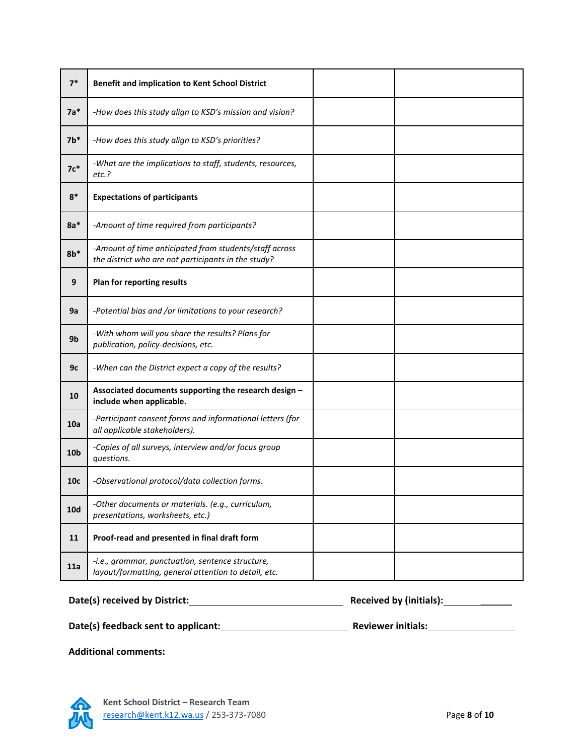| 7* | **Benefit and implication to Kent School District** | | |
|---|---|---|---|
| 7a* | *-How does this study align to KSD's mission and vision?* | | |
| 7b* | *-How does this study align to KSD's priorities?* | | |
| 7c* | *-What are the implications to staff, students, resources, etc.?* | | |
| 8* | **Expectations of participants** | | |
| 8a* | *-Amount of time required from participants?* | | |
| 8b* | *-Amount of time anticipated from students/staff across the district who are not participants in the study?* | | |
| 9 | **Plan for reporting results** | | |
| 9a | *-Potential bias and /or limitations to your research?* | | |
| 9b | *-With whom will you share the results? Plans for publication, policy-decisions, etc.* | | |
| 9c | *-When can the District expect a copy of the results?* | | |
| 10 | **Associated documents supporting the research design – include when applicable.** | | |
| 10a | *-Participant consent forms and informational letters (for all applicable stakeholders).* | | |
| 10b | *-Copies of all surveys, interview and/or focus group questions.* | | |
| 10c | *-Observational protocol/data collection forms.* | | |
| 10d | *-Other documents or materials. (e.g., curriculum, presentations, worksheets, etc.)* | | |
| 11 | **Proof-read and presented in final draft form** | | |
| 11a | *-i.e., grammar, punctuation, sentence structure, layout/formatting, general attention to detail, etc.* | | |

**Date(s) received by District:** ______________________________ **Received by (initials):** ______________

**Date(s) feedback sent to applicant:** ________________________ **Reviewer initials:** _________________

**Additional comments:**

**Kent School District – Research Team**
research@kent.k12.wa.us / 253-373-7080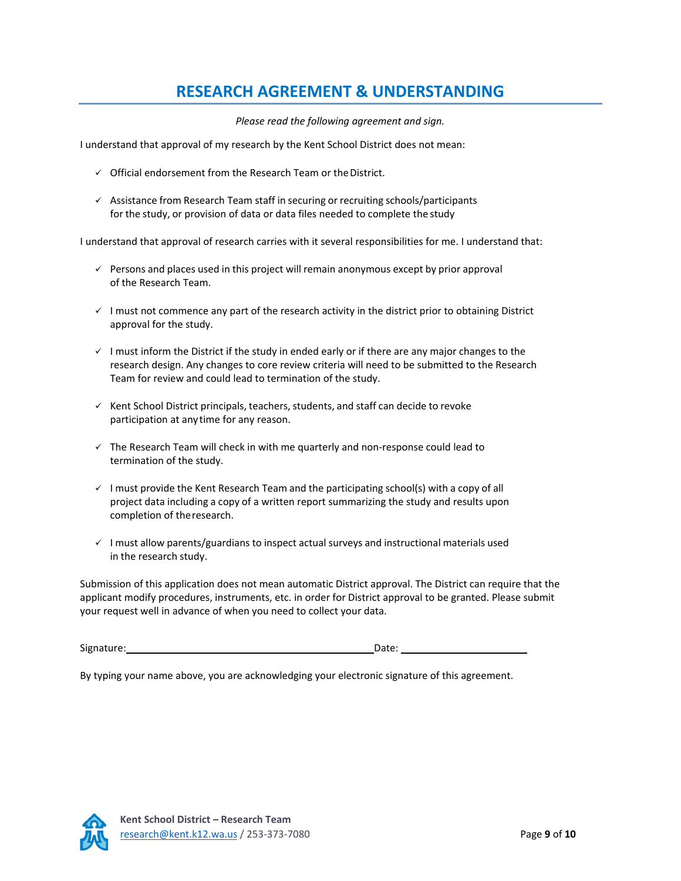# RESEARCH AGREEMENT & UNDERSTANDING

*Please read the following agreement and sign.*

I understand that approval of my research by the Kent School District does not mean:

- ✓ Official endorsement from the Research Team or the District.
- ✓ Assistance from Research Team staff in securing or recruiting schools/participants for the study, or provision of data or data files needed to complete the study

I understand that approval of research carries with it several responsibilities for me. I understand that:

- ✓ Persons and places used in this project will remain anonymous except by prior approval of the Research Team.
- ✓ I must not commence any part of the research activity in the district prior to obtaining District approval for the study.
- ✓ I must inform the District if the study in ended early or if there are any major changes to the research design. Any changes to core review criteria will need to be submitted to the Research Team for review and could lead to termination of the study.
- ✓ Kent School District principals, teachers, students, and staff can decide to revoke participation at any time for any reason.
- ✓ The Research Team will check in with me quarterly and non-response could lead to termination of the study.
- ✓ I must provide the Kent Research Team and the participating school(s) with a copy of all project data including a copy of a written report summarizing the study and results upon completion of the research.
- ✓ I must allow parents/guardians to inspect actual surveys and instructional materials used in the research study.

Submission of this application does not mean automatic District approval. The District can require that the applicant modify procedures, instruments, etc. in order for District approval to be granted. Please submit your request well in advance of when you need to collect your data.

Signature: ______________________________ Date: ____________________

By typing your name above, you are acknowledging your electronic signature of this agreement.

**Kent School District – Research Team**
research@kent.k12.wa.us / 253-373-7080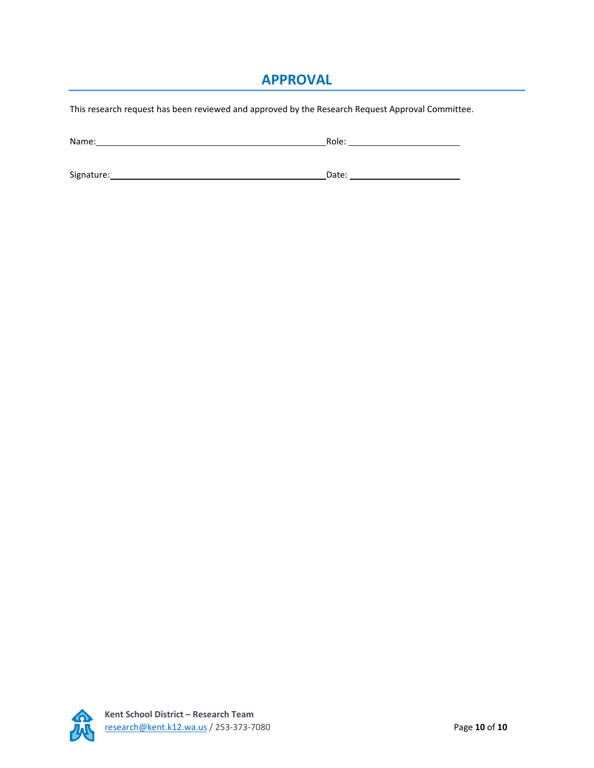## APPROVAL

This research request has been reviewed and approved by the Research Request Approval Committee.

Name:\_\_\_\_\_\_\_\_\_\_\_\_\_\_\_\_\_\_\_\_\_\_\_\_\_\_\_\_\_\_\_\_\_\_\_\_\_\_\_\_ Role: \_\_\_\_\_\_\_\_\_\_\_\_\_\_\_\_\_\_\_\_

Signature:\_\_\_\_\_\_\_\_\_\_\_\_\_\_\_\_\_\_\_\_\_\_\_\_\_\_\_\_\_\_\_\_\_\_\_\_\_\_ Date: \_\_\_\_\_\_\_\_\_\_\_\_\_\_\_\_\_\_\_\_

**Kent School District – Research Team**
research@kent.k12.wa.us / 253-373-7080